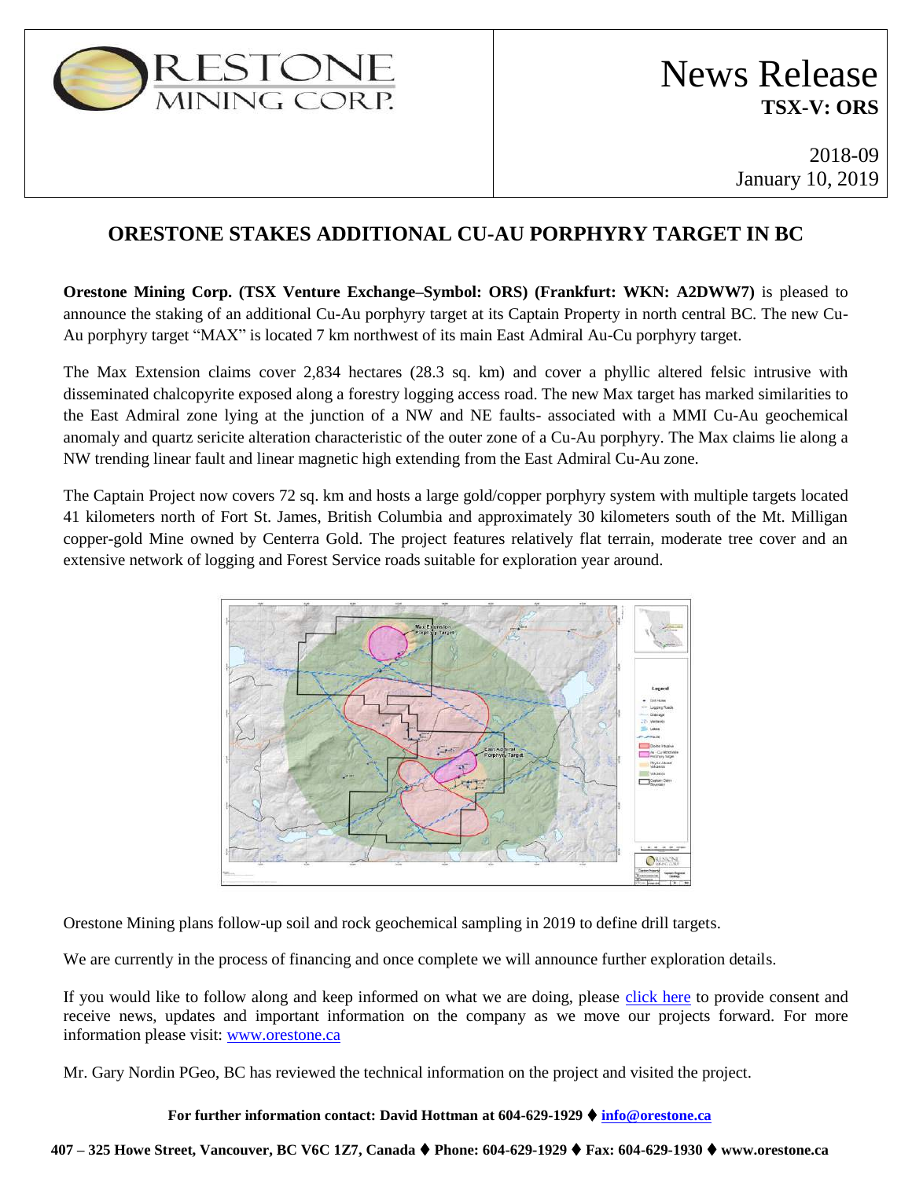ORESTONE MINING CORP.

# News Release

**TSX-V: ORS**

2018-09
January 10, 2019

## ORESTONE STAKES ADDITIONAL CU-AU PORPHYRY TARGET IN BC

**Orestone Mining Corp. (TSX Venture Exchange–Symbol: ORS) (Frankfurt: WKN: A2DWW7)** is pleased to announce the staking of an additional Cu-Au porphyry target at its Captain Property in north central BC. The new Cu-Au porphyry target "MAX" is located 7 km northwest of its main East Admiral Au-Cu porphyry target.

The Max Extension claims cover 2,834 hectares (28.3 sq. km) and cover a phyllic altered felsic intrusive with disseminated chalcopyrite exposed along a forestry logging access road. The new Max target has marked similarities to the East Admiral zone lying at the junction of a NW and NE faults- associated with a MMI Cu-Au geochemical anomaly and quartz sericite alteration characteristic of the outer zone of a Cu-Au porphyry. The Max claims lie along a NW trending linear fault and linear magnetic high extending from the East Admiral Cu-Au zone.

The Captain Project now covers 72 sq. km and hosts a large gold/copper porphyry system with multiple targets located 41 kilometers north of Fort St. James, British Columbia and approximately 30 kilometers south of the Mt. Milligan copper-gold Mine owned by Centerra Gold. The project features relatively flat terrain, moderate tree cover and an extensive network of logging and Forest Service roads suitable for exploration year around.

Orestone Mining plans follow-up soil and rock geochemical sampling in 2019 to define drill targets.

We are currently in the process of financing and once complete we will announce further exploration details.

If you would like to follow along and keep informed on what we are doing, please click here to provide consent and receive news, updates and important information on the company as we move our projects forward. For more information please visit: www.orestone.ca

Mr. Gary Nordin PGeo, BC has reviewed the technical information on the project and visited the project.

**For further information contact: David Hottman at 604-629-1929 ♦ info@orestone.ca**

**407 – 325 Howe Street, Vancouver, BC V6C 1Z7, Canada ♦ Phone: 604-629-1929 ♦ Fax: 604-629-1930 ♦ www.orestone.ca**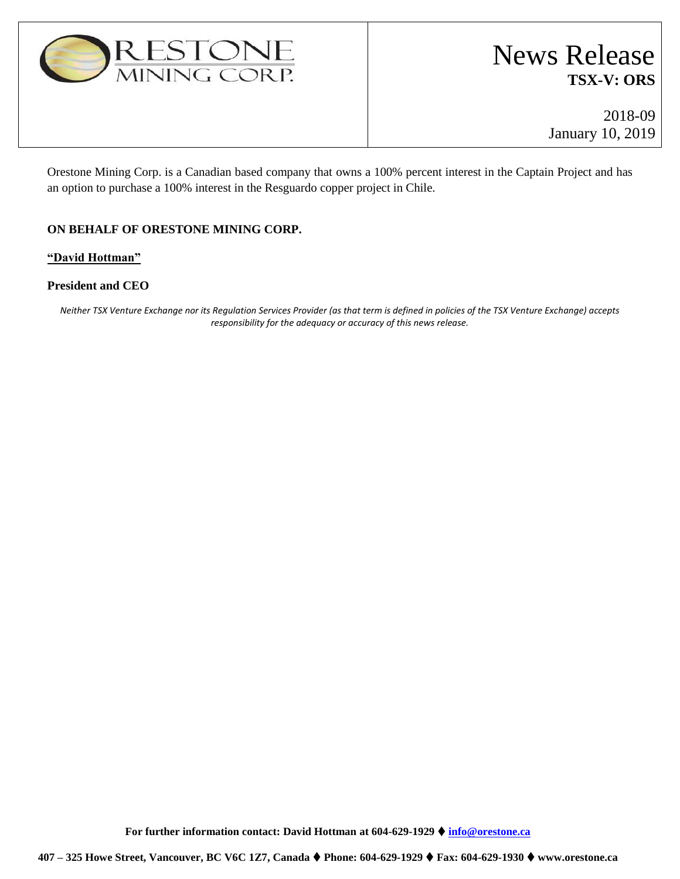Orestone Mining Corp. is a Canadian based company that owns a 100% percent interest in the Captain Project and has an option to purchase a 100% interest in the Resguardo copper project in Chile.

**ON BEHALF OF ORESTONE MINING CORP.**

**"David Hottman"**

**President and CEO**

*Neither TSX Venture Exchange nor its Regulation Services Provider (as that term is defined in policies of the TSX Venture Exchange) accepts responsibility for the adequacy or accuracy of this news release.*

**For further information contact: David Hottman at 604-629-1929 ⧫ info@orestone.ca**

**407 – 325 Howe Street, Vancouver, BC V6C 1Z7, Canada ⧫ Phone: 604-629-1929 ⧫ Fax: 604-629-1930 ⧫ www.orestone.ca**